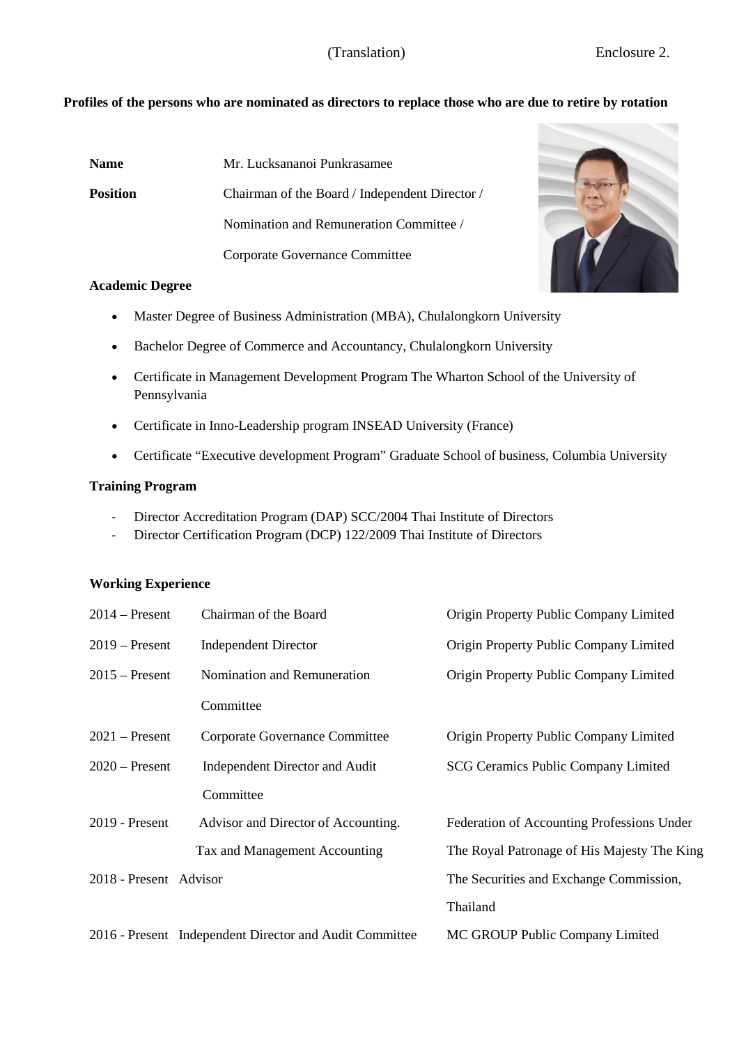(Translation) Enclosure 2.

**Profiles of the persons who are nominated as directors to replace those who are due to retire by rotation**

**Name** Mr. Lucksananoi Punkrasamee

**Position** Chairman of the Board / Independent Director / Nomination and Remuneration Committee / Corporate Governance Committee

**Academic Degree**

- Master Degree of Business Administration (MBA), Chulalongkorn University
- Bachelor Degree of Commerce and Accountancy, Chulalongkorn University
- Certificate in Management Development Program The Wharton School of the University of Pennsylvania
- Certificate in Inno-Leadership program INSEAD University (France)
- Certificate "Executive development Program" Graduate School of business, Columbia University

**Training Program**

- Director Accreditation Program (DAP) SCC/2004 Thai Institute of Directors
- Director Certification Program (DCP) 122/2009 Thai Institute of Directors

**Working Experience**

| | | |
|---|---|---|
| 2014 – Present | Chairman of the Board | Origin Property Public Company Limited |
| 2019 – Present | Independent Director | Origin Property Public Company Limited |
| 2015 – Present | Nomination and Remuneration Committee | Origin Property Public Company Limited |
| 2021 – Present | Corporate Governance Committee | Origin Property Public Company Limited |
| 2020 – Present | Independent Director and Audit Committee | SCG Ceramics Public Company Limited |
| 2019 - Present | Advisor and Director of Accounting. Tax and Management Accounting | Federation of Accounting Professions Under The Royal Patronage of His Majesty The King |
| 2018 - Present | Advisor | The Securities and Exchange Commission, Thailand |
| 2016 - Present | Independent Director and Audit Committee | MC GROUP Public Company Limited |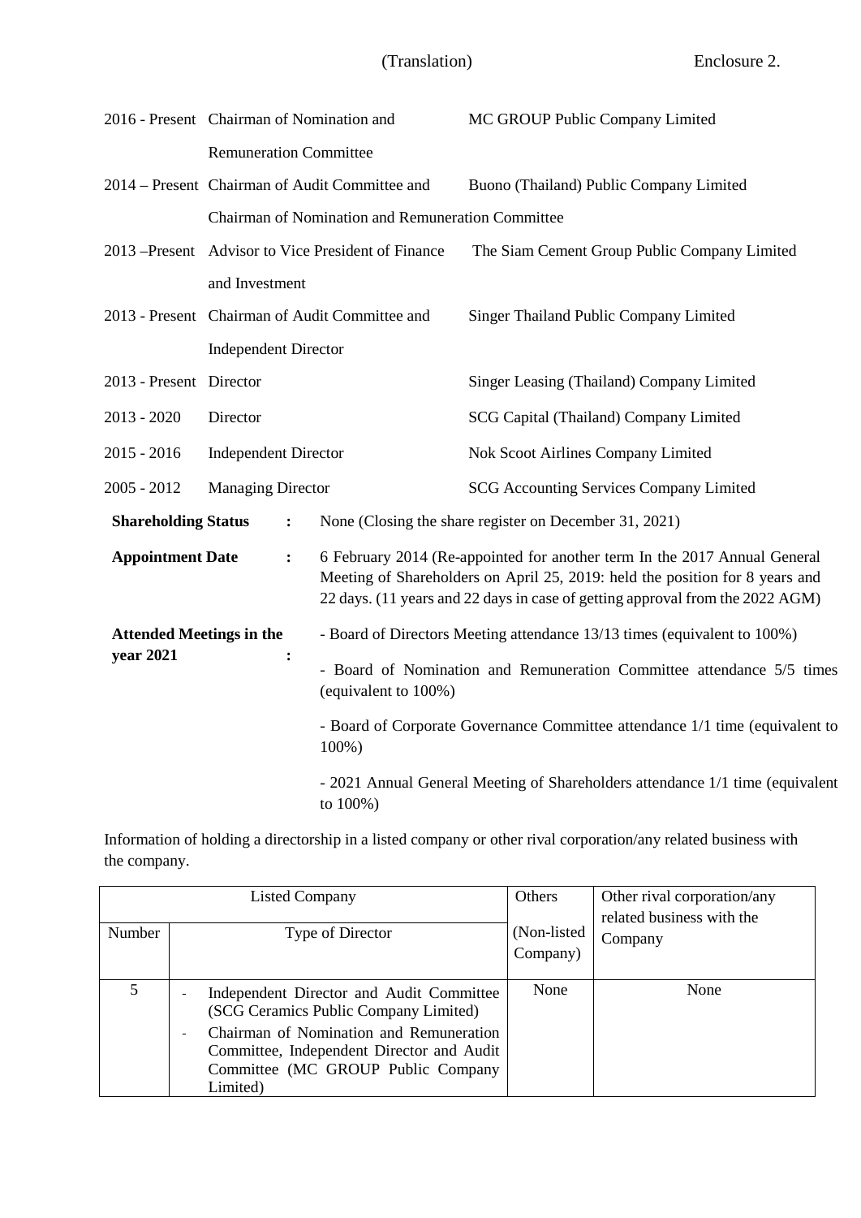(Translation) Enclosure 2.

| | | |
|---|---|---|
| 2016 - Present | Chairman of Nomination and Remuneration Committee | MC GROUP Public Company Limited |
| 2014 – Present | Chairman of Audit Committee and Chairman of Nomination and Remuneration Committee | Buono (Thailand) Public Company Limited |
| 2013 –Present | Advisor to Vice President of Finance and Investment | The Siam Cement Group Public Company Limited |
| 2013 - Present | Chairman of Audit Committee and Independent Director | Singer Thailand Public Company Limited |
| 2013 - Present | Director | Singer Leasing (Thailand) Company Limited |
| 2013 - 2020 | Director | SCG Capital (Thailand) Company Limited |
| 2015 - 2016 | Independent Director | Nok Scoot Airlines Company Limited |
| 2005 - 2012 | Managing Director | SCG Accounting Services Company Limited |

**Shareholding Status** : None (Closing the share register on December 31, 2021)

**Appointment Date** : 6 February 2014 (Re-appointed for another term In the 2017 Annual General Meeting of Shareholders on April 25, 2019: held the position for 8 years and 22 days. (11 years and 22 days in case of getting approval from the 2022 AGM)

**Attended Meetings in the year 2021** :

- Board of Directors Meeting attendance 13/13 times (equivalent to 100%)
- Board of Nomination and Remuneration Committee attendance 5/5 times (equivalent to 100%)
- Board of Corporate Governance Committee attendance 1/1 time (equivalent to 100%)
- 2021 Annual General Meeting of Shareholders attendance 1/1 time (equivalent to 100%)

Information of holding a directorship in a listed company or other rival corporation/any related business with the company.

| Listed Company | | Others | Other rival corporation/any related business with the Company |
|---|---|---|---|
| Number | Type of Director | (Non-listed Company) | |
| 5 | - Independent Director and Audit Committee (SCG Ceramics Public Company Limited)<br>- Chairman of Nomination and Remuneration Committee, Independent Director and Audit Committee (MC GROUP Public Company Limited) | None | None |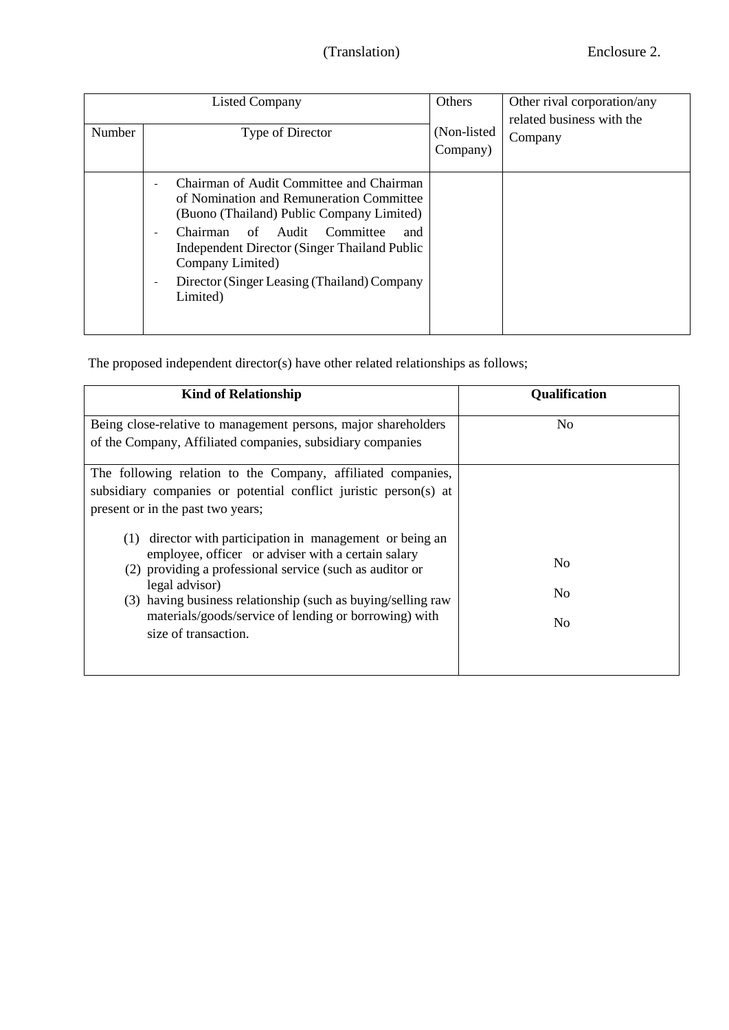(Translation) Enclosure 2.

| Listed Company | | Others | Other rival corporation/any related business with the Company |
|---|---|---|---|
| Number | Type of Director | (Non-listed Company) | |
| | - Chairman of Audit Committee and Chairman of Nomination and Remuneration Committee (Buono (Thailand) Public Company Limited)<br>- Chairman of Audit Committee and Independent Director (Singer Thailand Public Company Limited)<br>- Director (Singer Leasing (Thailand) Company Limited) | | |

The proposed independent director(s) have other related relationships as follows;

| Kind of Relationship | Qualification |
|---|---|
| Being close-relative to management persons, major shareholders of the Company, Affiliated companies, subsidiary companies | No |
| The following relation to the Company, affiliated companies, subsidiary companies or potential conflict juristic person(s) at present or in the past two years;<br>(1) director with participation in management or being an employee, officer or adviser with a certain salary<br>(2) providing a professional service (such as auditor or legal advisor)<br>(3) having business relationship (such as buying/selling raw materials/goods/service of lending or borrowing) with size of transaction. | <br>No<br>No<br>No |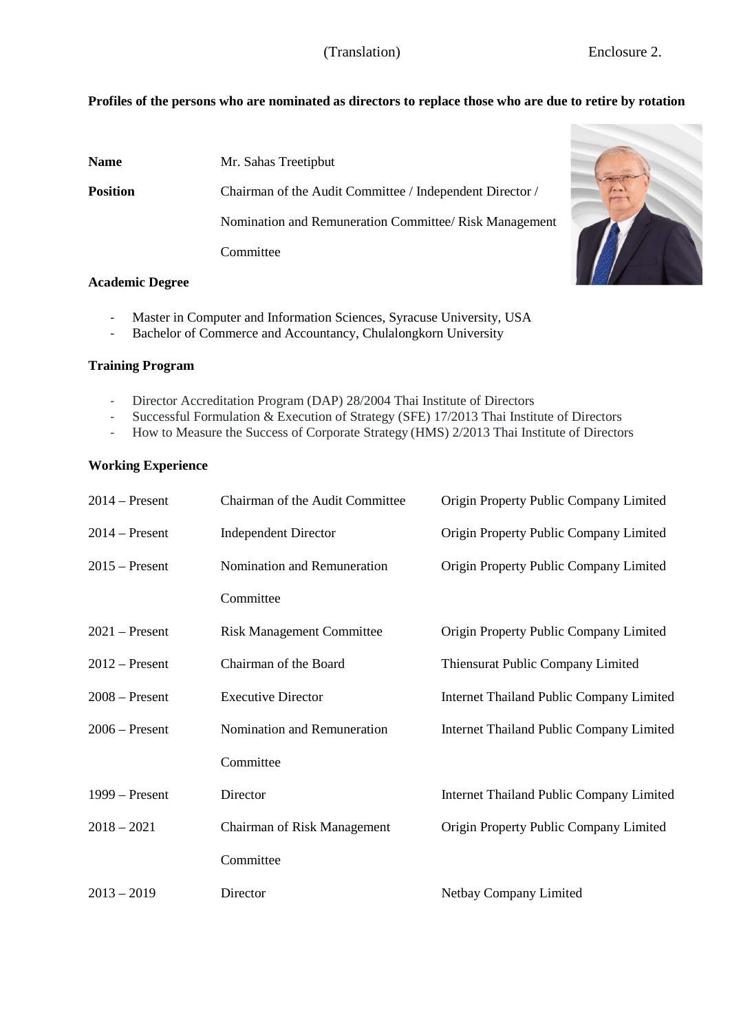(Translation) Enclosure 2.

**Profiles of the persons who are nominated as directors to replace those who are due to retire by rotation**

**Name** Mr. Sahas Treetipbut

**Position** Chairman of the Audit Committee / Independent Director / Nomination and Remuneration Committee/ Risk Management Committee

**Academic Degree**

- Master in Computer and Information Sciences, Syracuse University, USA
- Bachelor of Commerce and Accountancy, Chulalongkorn University

**Training Program**

- Director Accreditation Program (DAP) 28/2004 Thai Institute of Directors
- Successful Formulation & Execution of Strategy (SFE) 17/2013 Thai Institute of Directors
- How to Measure the Success of Corporate Strategy (HMS) 2/2013 Thai Institute of Directors

**Working Experience**

| | | |
|---|---|---|
| 2014 – Present | Chairman of the Audit Committee | Origin Property Public Company Limited |
| 2014 – Present | Independent Director | Origin Property Public Company Limited |
| 2015 – Present | Nomination and Remuneration Committee | Origin Property Public Company Limited |
| 2021 – Present | Risk Management Committee | Origin Property Public Company Limited |
| 2012 – Present | Chairman of the Board | Thiensurat Public Company Limited |
| 2008 – Present | Executive Director | Internet Thailand Public Company Limited |
| 2006 – Present | Nomination and Remuneration Committee | Internet Thailand Public Company Limited |
| 1999 – Present | Director | Internet Thailand Public Company Limited |
| 2018 – 2021 | Chairman of Risk Management Committee | Origin Property Public Company Limited |
| 2013 – 2019 | Director | Netbay Company Limited |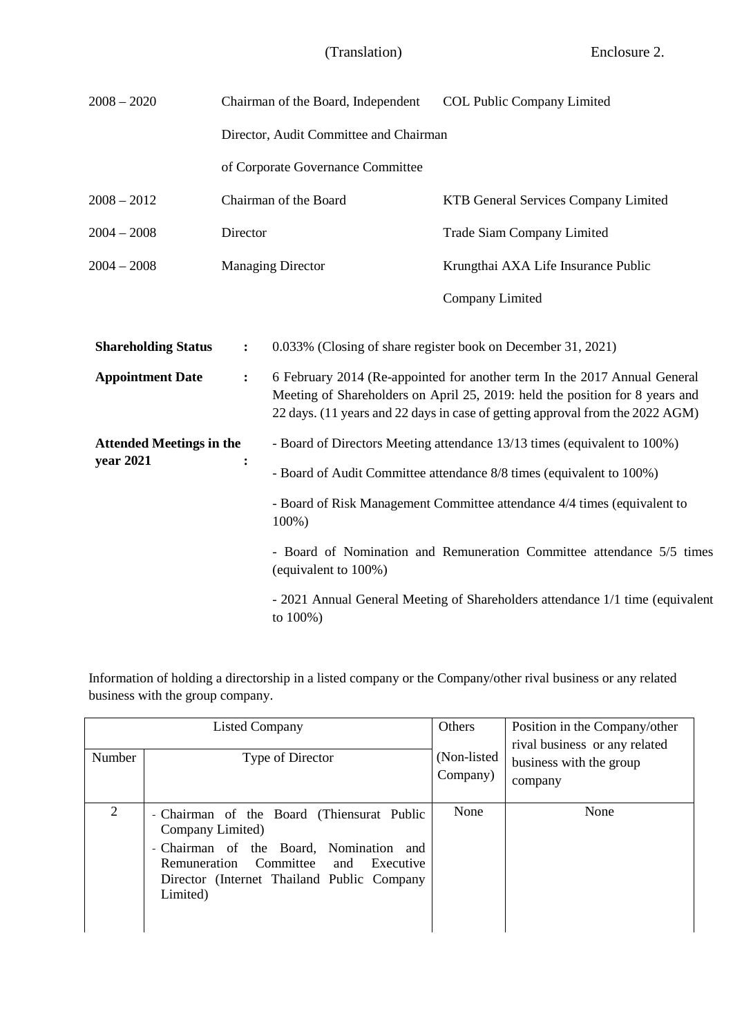| | | |
|---|---|---|
| 2008 – 2020 | Chairman of the Board, Independent Director, Audit Committee and Chairman of Corporate Governance Committee | COL Public Company Limited |
| 2008 – 2012 | Chairman of the Board | KTB General Services Company Limited |
| 2004 – 2008 | Director | Trade Siam Company Limited |
| 2004 – 2008 | Managing Director | Krungthai AXA Life Insurance Public Company Limited |

**Shareholding Status** : 0.033% (Closing of share register book on December 31, 2021)

**Appointment Date** : 6 February 2014 (Re-appointed for another term In the 2017 Annual General Meeting of Shareholders on April 25, 2019: held the position for 8 years and 22 days. (11 years and 22 days in case of getting approval from the 2022 AGM)

**Attended Meetings in the year 2021** :

- Board of Directors Meeting attendance 13/13 times (equivalent to 100%)
- Board of Audit Committee attendance 8/8 times (equivalent to 100%)
- Board of Risk Management Committee attendance 4/4 times (equivalent to 100%)
- Board of Nomination and Remuneration Committee attendance 5/5 times (equivalent to 100%)
- 2021 Annual General Meeting of Shareholders attendance 1/1 time (equivalent to 100%)

Information of holding a directorship in a listed company or the Company/other rival business or any related business with the group company.

| Listed Company | | Others | Position in the Company/other rival business or any related business with the group company |
|---|---|---|---|
| Number | Type of Director | (Non-listed Company) | |
| 2 | - Chairman of the Board (Thiensurat Public Company Limited)<br>- Chairman of the Board, Nomination and Remuneration Committee and Executive Director (Internet Thailand Public Company Limited) | None | None |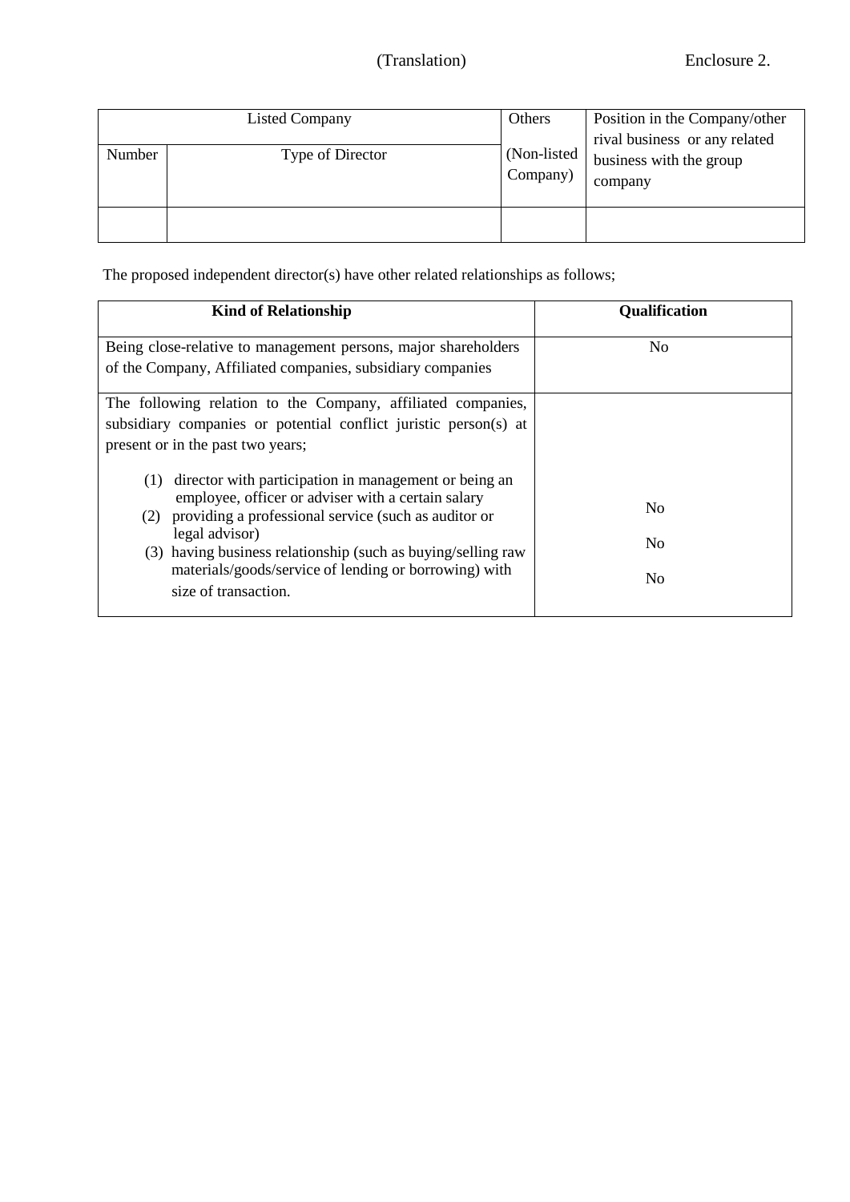(Translation) Enclosure 2.

| Listed Company | | Others (Non-listed Company) | Position in the Company/other rival business or any related business with the group company |
|---|---|---|---|
| Number | Type of Director | | |
| | | | |

The proposed independent director(s) have other related relationships as follows;

| **Kind of Relationship** | **Qualification** |
|---|---|
| Being close-relative to management persons, major shareholders of the Company, Affiliated companies, subsidiary companies | No |
| The following relation to the Company, affiliated companies, subsidiary companies or potential conflict juristic person(s) at present or in the past two years;<br>(1) director with participation in management or being an employee, officer or adviser with a certain salary<br>(2) providing a professional service (such as auditor or legal advisor)<br>(3) having business relationship (such as buying/selling raw materials/goods/service of lending or borrowing) with size of transaction. | <br><br>No<br>No<br>No |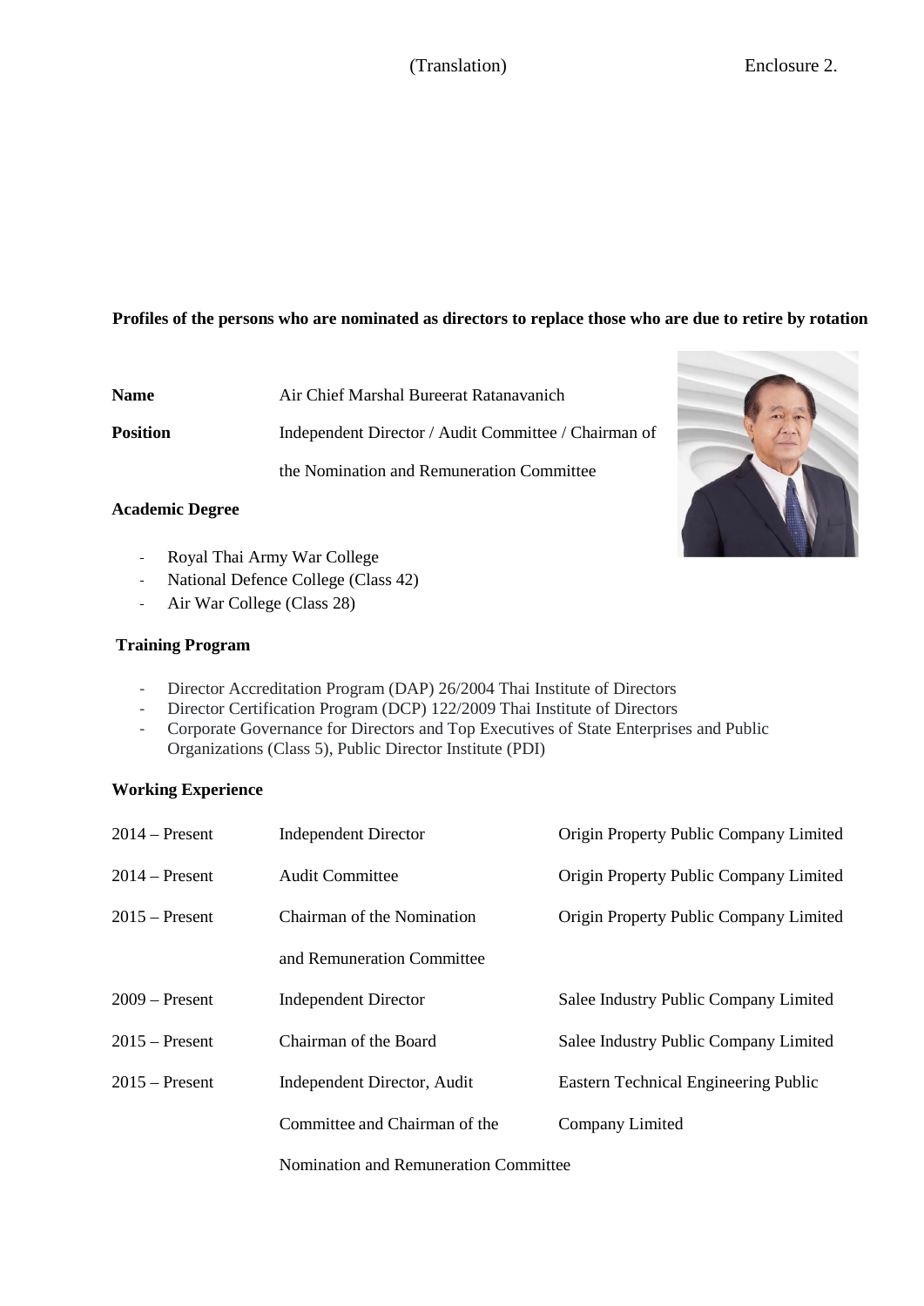(Translation) Enclosure 2.

**Profiles of the persons who are nominated as directors to replace those who are due to retire by rotation**

**Name** Air Chief Marshal Bureerat Ratanavanich

**Position** Independent Director / Audit Committee / Chairman of the Nomination and Remuneration Committee

**Academic Degree**

- Royal Thai Army War College
- National Defence College (Class 42)
- Air War College (Class 28)

**Training Program**

- Director Accreditation Program (DAP) 26/2004 Thai Institute of Directors
- Director Certification Program (DCP) 122/2009 Thai Institute of Directors
- Corporate Governance for Directors and Top Executives of State Enterprises and Public Organizations (Class 5), Public Director Institute (PDI)

**Working Experience**

| | | |
|---|---|---|
| 2014 – Present | Independent Director | Origin Property Public Company Limited |
| 2014 – Present | Audit Committee | Origin Property Public Company Limited |
| 2015 – Present | Chairman of the Nomination and Remuneration Committee | Origin Property Public Company Limited |
| 2009 – Present | Independent Director | Salee Industry Public Company Limited |
| 2015 – Present | Chairman of the Board | Salee Industry Public Company Limited |
| 2015 – Present | Independent Director, Audit Committee and Chairman of the Nomination and Remuneration Committee | Eastern Technical Engineering Public Company Limited |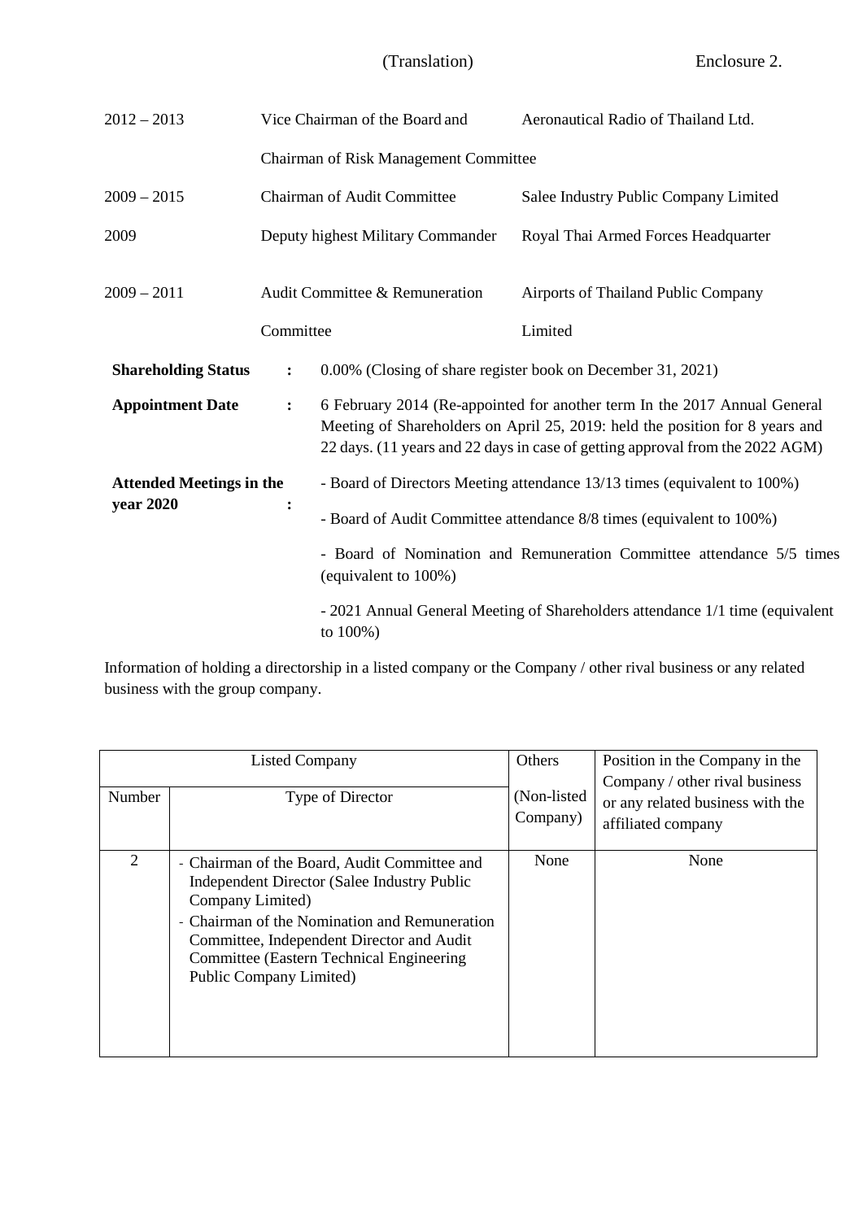(Translation) Enclosure 2.

| | | |
|---|---|---|
| 2012 – 2013 | Vice Chairman of the Board and Chairman of Risk Management Committee | Aeronautical Radio of Thailand Ltd. |
| 2009 – 2015 | Chairman of Audit Committee | Salee Industry Public Company Limited |
| 2009 | Deputy highest Military Commander | Royal Thai Armed Forces Headquarter |
| 2009 – 2011 | Audit Committee & Remuneration Committee | Airports of Thailand Public Company Limited |

**Shareholding Status** : 0.00% (Closing of share register book on December 31, 2021)

**Appointment Date** : 6 February 2014 (Re-appointed for another term In the 2017 Annual General Meeting of Shareholders on April 25, 2019: held the position for 8 years and 22 days. (11 years and 22 days in case of getting approval from the 2022 AGM)

**Attended Meetings in the year 2020** :

- Board of Directors Meeting attendance 13/13 times (equivalent to 100%)
- Board of Audit Committee attendance 8/8 times (equivalent to 100%)
- Board of Nomination and Remuneration Committee attendance 5/5 times (equivalent to 100%)
- 2021 Annual General Meeting of Shareholders attendance 1/1 time (equivalent to 100%)

Information of holding a directorship in a listed company or the Company / other rival business or any related business with the group company.

| Listed Company | | Others | Position in the Company in the Company / other rival business or any related business with the affiliated company |
|---|---|---|---|
| Number | Type of Director | (Non-listed Company) | |
| 2 | - Chairman of the Board, Audit Committee and Independent Director (Salee Industry Public Company Limited)<br>- Chairman of the Nomination and Remuneration Committee, Independent Director and Audit Committee (Eastern Technical Engineering Public Company Limited) | None | None |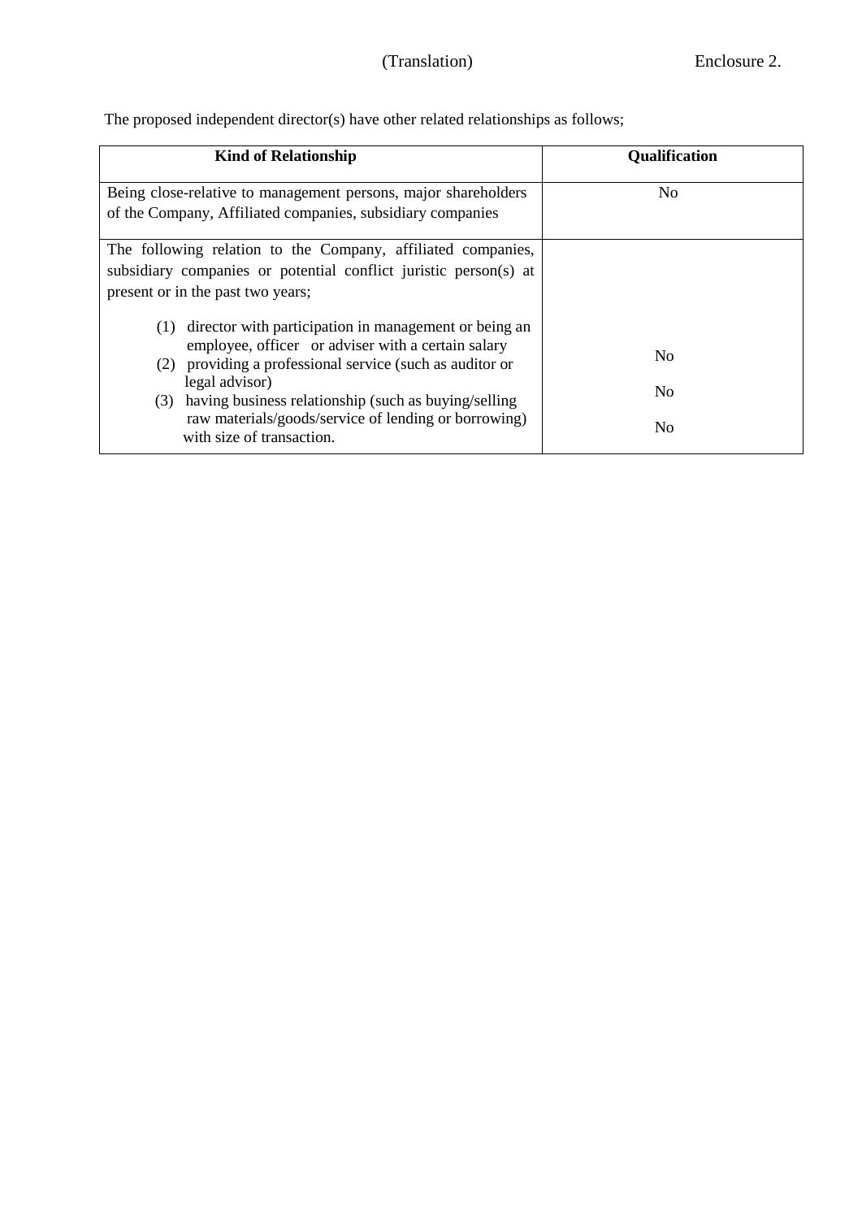(Translation) Enclosure 2.

The proposed independent director(s) have other related relationships as follows;

| Kind of Relationship | Qualification |
|---|---|
| Being close-relative to management persons, major shareholders of the Company, Affiliated companies, subsidiary companies | No |
| The following relation to the Company, affiliated companies, subsidiary companies or potential conflict juristic person(s) at present or in the past two years; | |
| (1) director with participation in management or being an employee, officer or adviser with a certain salary | No |
| (2) providing a professional service (such as auditor or legal advisor) | No |
| (3) having business relationship (such as buying/selling raw materials/goods/service of lending or borrowing) with size of transaction. | No |